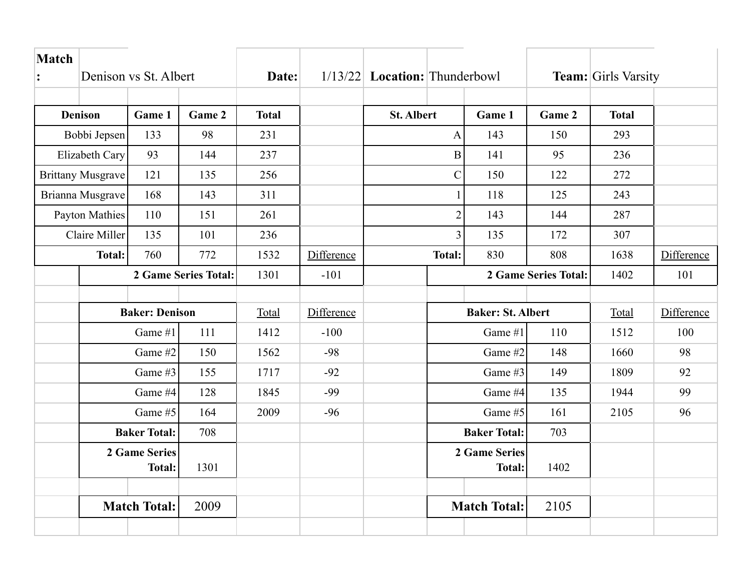**Match:** Denison vs St. Albert **Date:** 1/13/22 **Location:** Thunderbowl **Team:** Girls Varsity

| Denison | Game 1 | Game 2 | Total | |
|---|---|---|---|---|
| Bobbi Jepsen | 133 | 98 | 231 | |
| Elizabeth Cary | 93 | 144 | 237 | |
| Brittany Musgrave | 121 | 135 | 256 | |
| Brianna Musgrave | 168 | 143 | 311 | |
| Payton Mathies | 110 | 151 | 261 | |
| Claire Miller | 135 | 101 | 236 | |
| **Total:** | 760 | 772 | 1532 | Difference |
| **2 Game Series Total:** | | | 1301 | -101 |

| St. Albert | Game 1 | Game 2 | Total | |
|---|---|---|---|---|
| A | 143 | 150 | 293 | |
| B | 141 | 95 | 236 | |
| C | 150 | 122 | 272 | |
| 1 | 118 | 125 | 243 | |
| 2 | 143 | 144 | 287 | |
| 3 | 135 | 172 | 307 | |
| **Total:** | 830 | 808 | 1638 | Difference |
| **2 Game Series Total:** | | | 1402 | 101 |

| **Baker: Denison** | | Total | Difference |
|---|---|---|---|
| Game #1 | 111 | 1412 | -100 |
| Game #2 | 150 | 1562 | -98 |
| Game #3 | 155 | 1717 | -92 |
| Game #4 | 128 | 1845 | -99 |
| Game #5 | 164 | 2009 | -96 |
| **Baker Total:** | 708 | | |
| **2 Game Series Total:** | 1301 | | |

| **Baker: St. Albert** | | Total | Difference |
|---|---|---|---|
| Game #1 | 110 | 1512 | 100 |
| Game #2 | 148 | 1660 | 98 |
| Game #3 | 149 | 1809 | 92 |
| Game #4 | 135 | 1944 | 99 |
| Game #5 | 161 | 2105 | 96 |
| **Baker Total:** | 703 | | |
| **2 Game Series Total:** | 1402 | | |

| **Match Total:** | 2009 |
|---|---|

| **Match Total:** | 2105 |
|---|---|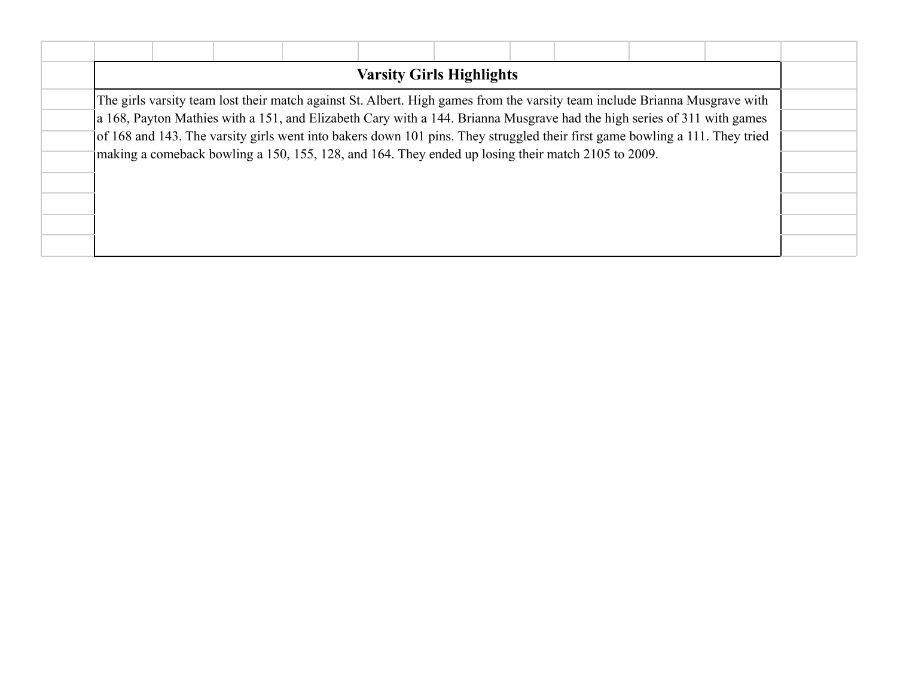## Varsity Girls Highlights

The girls varsity team lost their match against St. Albert. High games from the varsity team include Brianna Musgrave with a 168, Payton Mathies with a 151, and Elizabeth Cary with a 144. Brianna Musgrave had the high series of 311 with games of 168 and 143. The varsity girls went into bakers down 101 pins. They struggled their first game bowling a 111. They tried making a comeback bowling a 150, 155, 128, and 164. They ended up losing their match 2105 to 2009.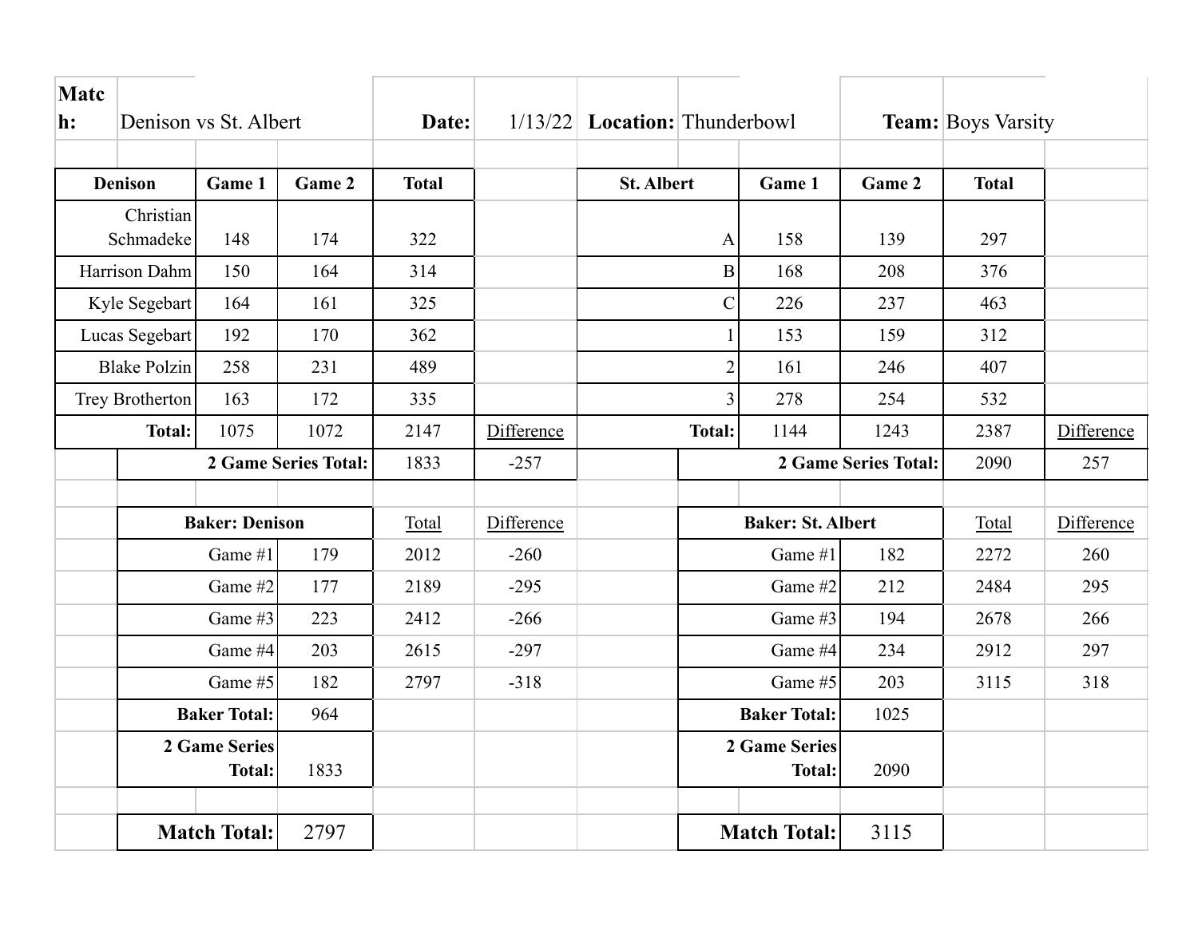**Match:** Denison vs St. Albert **Date:** 1/13/22 **Location:** Thunderbowl **Team:** Boys Varsity

| Denison | Game 1 | Game 2 | Total | |
|---|---|---|---|---|
| Christian Schmadeke | 148 | 174 | 322 | |
| Harrison Dahm | 150 | 164 | 314 | |
| Kyle Segebart | 164 | 161 | 325 | |
| Lucas Segebart | 192 | 170 | 362 | |
| Blake Polzin | 258 | 231 | 489 | |
| Trey Brotherton | 163 | 172 | 335 | |
| **Total:** | 1075 | 1072 | 2147 | Difference |
| | **2 Game Series Total:** | | 1833 | -257 |

| St. Albert | Game 1 | Game 2 | Total | |
|---|---|---|---|---|
| A | 158 | 139 | 297 | |
| B | 168 | 208 | 376 | |
| C | 226 | 237 | 463 | |
| 1 | 153 | 159 | 312 | |
| 2 | 161 | 246 | 407 | |
| 3 | 278 | 254 | 532 | |
| **Total:** | 1144 | 1243 | 2387 | Difference |
| | **2 Game Series Total:** | | 2090 | 257 |

| **Baker: Denison** | | Total | Difference |
|---|---|---|---|
| Game #1 | 179 | 2012 | -260 |
| Game #2 | 177 | 2189 | -295 |
| Game #3 | 223 | 2412 | -266 |
| Game #4 | 203 | 2615 | -297 |
| Game #5 | 182 | 2797 | -318 |
| **Baker Total:** | 964 | | |
| **2 Game Series Total:** | 1833 | | |
| **Match Total:** | 2797 | | |

| **Baker: St. Albert** | | Total | Difference |
|---|---|---|---|
| Game #1 | 182 | 2272 | 260 |
| Game #2 | 212 | 2484 | 295 |
| Game #3 | 194 | 2678 | 266 |
| Game #4 | 234 | 2912 | 297 |
| Game #5 | 203 | 3115 | 318 |
| **Baker Total:** | 1025 | | |
| **2 Game Series Total:** | 2090 | | |
| **Match Total:** | 3115 | | |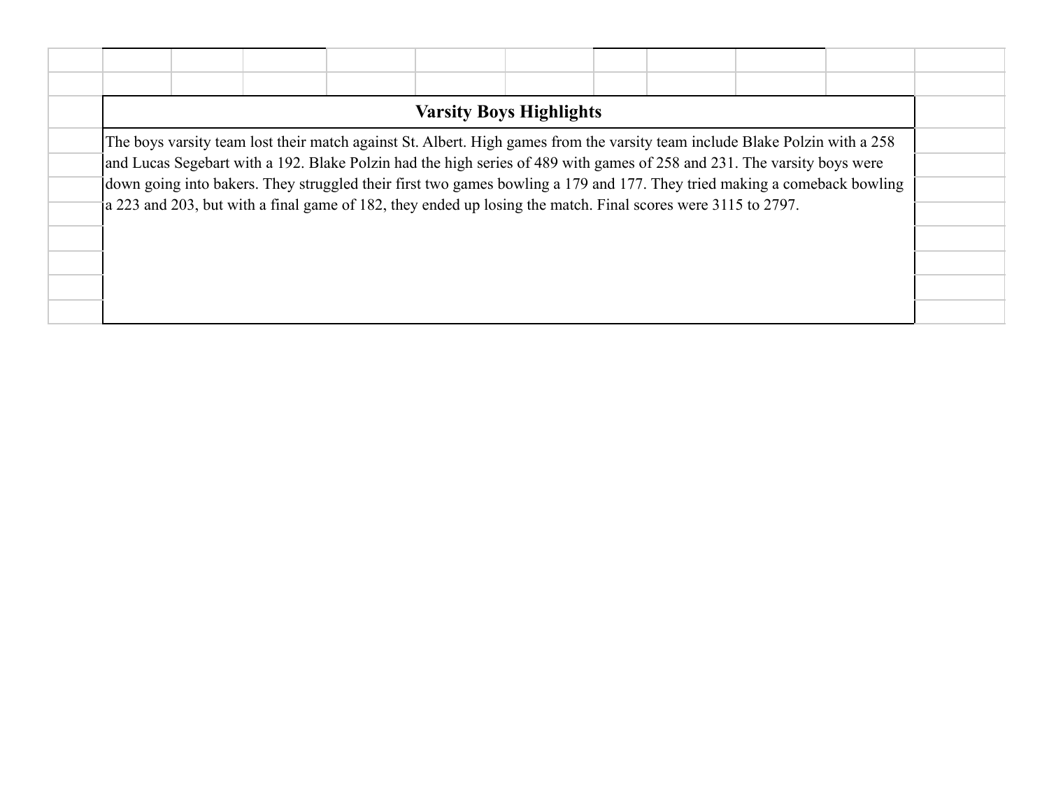## Varsity Boys Highlights

The boys varsity team lost their match against St. Albert. High games from the varsity team include Blake Polzin with a 258 and Lucas Segebart with a 192. Blake Polzin had the high series of 489 with games of 258 and 231. The varsity boys were down going into bakers. They struggled their first two games bowling a 179 and 177. They tried making a comeback bowling a 223 and 203, but with a final game of 182, they ended up losing the match. Final scores were 3115 to 2797.